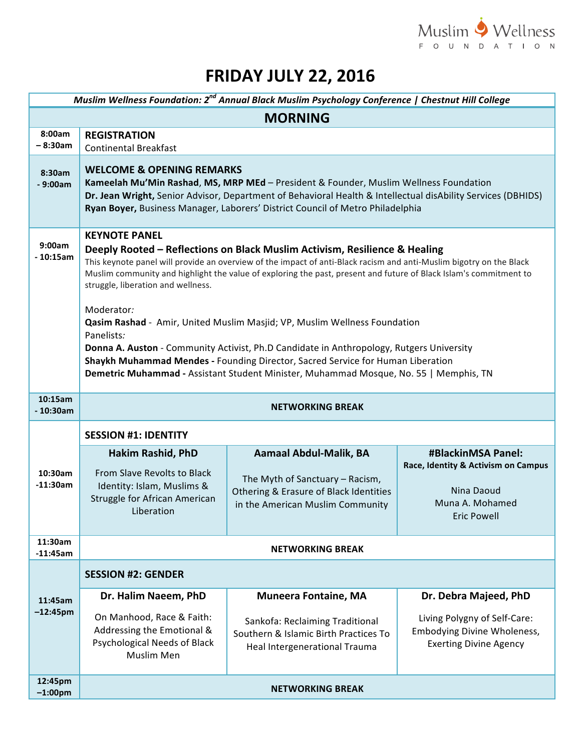Muslim Wellness FOUNDATION

# FRIDAY JULY 22, 2016

*Muslim Wellness Foundation: 2nd Annual Black Muslim Psychology Conference | Chestnut Hill College*

## MORNING

| Time | Program |
|---|---|
| 8:00am – 8:30am | **REGISTRATION**<br>Continental Breakfast |
| 8:30am - 9:00am | **WELCOME & OPENING REMARKS**<br>**Kameelah Mu'Min Rashad, MS, MRP MEd** – President & Founder, Muslim Wellness Foundation<br>**Dr. Jean Wright,** Senior Advisor, Department of Behavioral Health & Intellectual disAbility Services (DBHIDS)<br>**Ryan Boyer,** Business Manager, Laborers' District Council of Metro Philadelphia |
| 9:00am - 10:15am | **KEYNOTE PANEL**<br>**Deeply Rooted – Reflections on Black Muslim Activism, Resilience & Healing**<br>This keynote panel will provide an overview of the impact of anti-Black racism and anti-Muslim bigotry on the Black Muslim community and highlight the value of exploring the past, present and future of Black Islam's commitment to struggle, liberation and wellness.<br><br>Moderator:<br>**Qasim Rashad** - Amir, United Muslim Masjid; VP, Muslim Wellness Foundation<br>Panelists:<br>**Donna A. Auston** - Community Activist, Ph.D Candidate in Anthropology, Rutgers University<br>**Shaykh Muhammad Mendes -** Founding Director, Sacred Service for Human Liberation<br>**Demetric Muhammad -** Assistant Student Minister, Muhammad Mosque, No. 55 \| Memphis, TN |
| 10:15am - 10:30am | **NETWORKING BREAK** |

| Time | Session | | |
|---|---|---|---|
| 10:30am -11:30am | **SESSION #1: IDENTITY** | | |
| | **Hakim Rashid, PhD**<br>From Slave Revolts to Black Identity: Islam, Muslims & Struggle for African American Liberation | **Aamaal Abdul-Malik, BA**<br>The Myth of Sanctuary – Racism, Othering & Erasure of Black Identities in the American Muslim Community | **#BlackinMSA Panel: Race, Identity & Activism on Campus**<br>Nina Daoud<br>Muna A. Mohamed<br>Eric Powell |
| 11:30am -11:45am | **NETWORKING BREAK** | | |
| 11:45am –12:45pm | **SESSION #2: GENDER** | | |
| | **Dr. Halim Naeem, PhD**<br>On Manhood, Race & Faith: Addressing the Emotional & Psychological Needs of Black Muslim Men | **Muneera Fontaine, MA**<br>Sankofa: Reclaiming Traditional Southern & Islamic Birth Practices To Heal Intergenerational Trauma | **Dr. Debra Majeed, PhD**<br>Living Polygyny of Self-Care: Embodying Divine Wholeness, Exerting Divine Agency |
| 12:45pm –1:00pm | **NETWORKING BREAK** | | |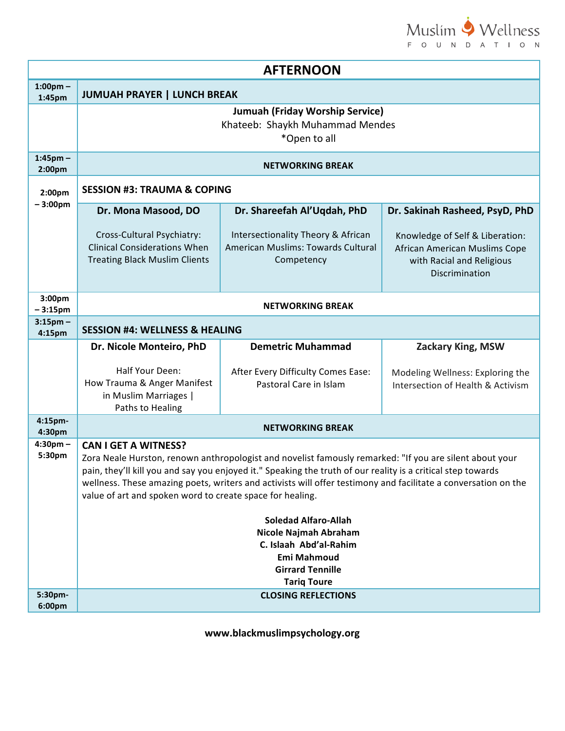| AFTERNOON | | | |
|---|---|---|---|
| 1:00pm – 1:45pm | **JUMUAH PRAYER \| LUNCH BREAK** | | |
| | **Jumuah (Friday Worship Service)**<br>Khateeb: Shaykh Muhammad Mendes<br>*Open to all | | |
| 1:45pm – 2:00pm | **NETWORKING BREAK** | | |
| 2:00pm – 3:00pm | **SESSION #3: TRAUMA & COPING** | | |
| | **Dr. Mona Masood, DO**<br>Cross-Cultural Psychiatry: Clinical Considerations When Treating Black Muslim Clients | **Dr. Shareefah Al'Uqdah, PhD**<br>Intersectionality Theory & African American Muslims: Towards Cultural Competency | **Dr. Sakinah Rasheed, PsyD, PhD**<br>Knowledge of Self & Liberation: African American Muslims Cope with Racial and Religious Discrimination |
| 3:00pm – 3:15pm | **NETWORKING BREAK** | | |
| 3:15pm – 4:15pm | **SESSION #4: WELLNESS & HEALING** | | |
| | **Dr. Nicole Monteiro, PhD**<br>Half Your Deen: How Trauma & Anger Manifest in Muslim Marriages \| Paths to Healing | **Demetric Muhammad**<br>After Every Difficulty Comes Ease: Pastoral Care in Islam | **Zackary King, MSW**<br>Modeling Wellness: Exploring the Intersection of Health & Activism |
| 4:15pm- 4:30pm | **NETWORKING BREAK** | | |
| 4:30pm – 5:30pm | **CAN I GET A WITNESS?**<br>Zora Neale Hurston, renown anthropologist and novelist famously remarked: "If you are silent about your pain, they'll kill you and say you enjoyed it." Speaking the truth of our reality is a critical step towards wellness. These amazing poets, writers and activists will offer testimony and facilitate a conversation on the value of art and spoken word to create space for healing.<br><br>**Soledad Alfaro-Allah**<br>**Nicole Najmah Abraham**<br>**C. Islaah Abd'al-Rahim**<br>**Emi Mahmoud**<br>**Girrard Tennille**<br>**Tariq Toure** | | |
| 5:30pm- 6:00pm | **CLOSING REFLECTIONS** | | |

**www.blackmuslimpsychology.org**